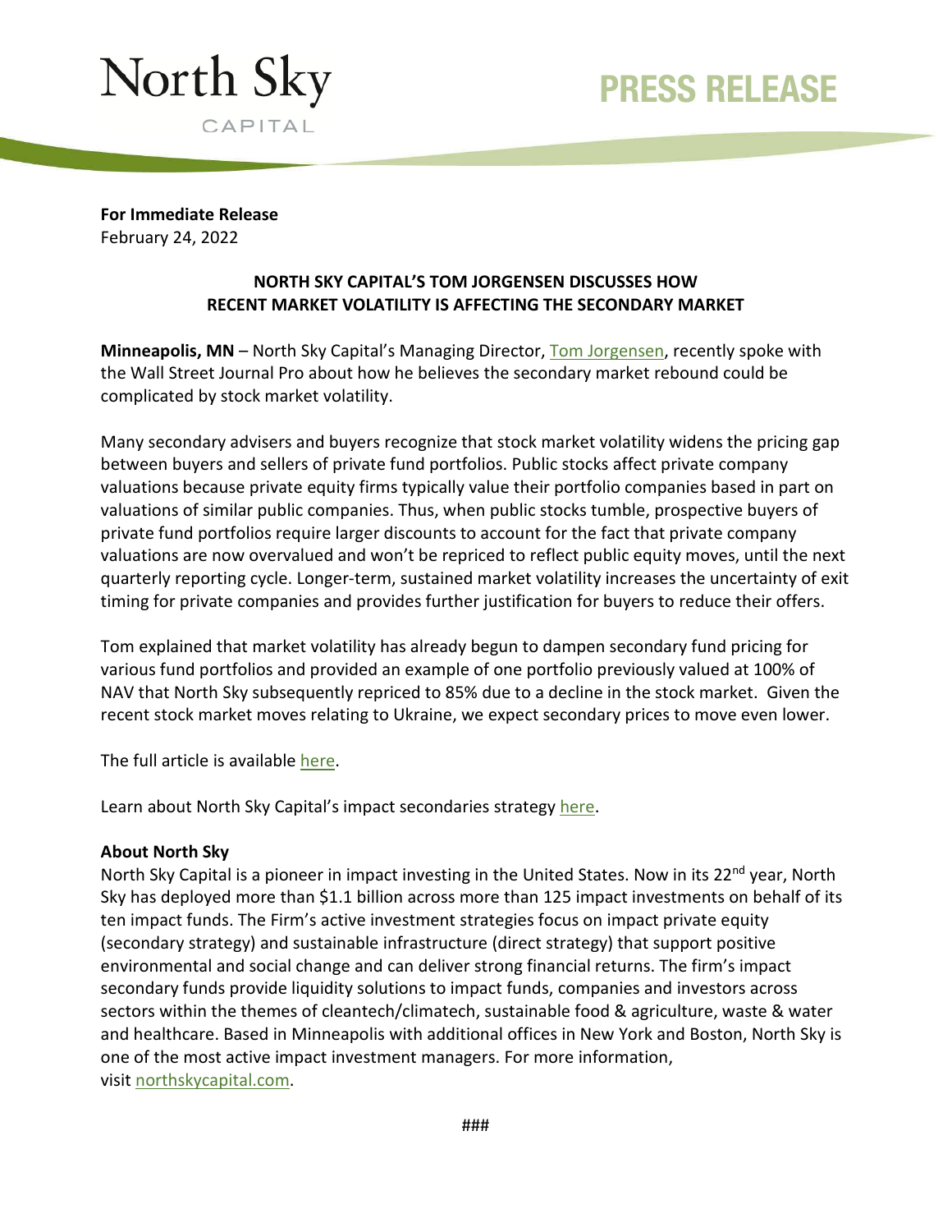North Sky
CAPITAL

# PRESS RELEASE

**For Immediate Release**
February 24, 2022

## NORTH SKY CAPITAL'S TOM JORGENSEN DISCUSSES HOW RECENT MARKET VOLATILITY IS AFFECTING THE SECONDARY MARKET

**Minneapolis, MN** – North Sky Capital's Managing Director, Tom Jorgensen, recently spoke with the Wall Street Journal Pro about how he believes the secondary market rebound could be complicated by stock market volatility.

Many secondary advisers and buyers recognize that stock market volatility widens the pricing gap between buyers and sellers of private fund portfolios. Public stocks affect private company valuations because private equity firms typically value their portfolio companies based in part on valuations of similar public companies. Thus, when public stocks tumble, prospective buyers of private fund portfolios require larger discounts to account for the fact that private company valuations are now overvalued and won't be repriced to reflect public equity moves, until the next quarterly reporting cycle. Longer-term, sustained market volatility increases the uncertainty of exit timing for private companies and provides further justification for buyers to reduce their offers.

Tom explained that market volatility has already begun to dampen secondary fund pricing for various fund portfolios and provided an example of one portfolio previously valued at 100% of NAV that North Sky subsequently repriced to 85% due to a decline in the stock market. Given the recent stock market moves relating to Ukraine, we expect secondary prices to move even lower.

The full article is available here.

Learn about North Sky Capital's impact secondaries strategy here.

**About North Sky**
North Sky Capital is a pioneer in impact investing in the United States. Now in its 22nd year, North Sky has deployed more than $1.1 billion across more than 125 impact investments on behalf of its ten impact funds. The Firm's active investment strategies focus on impact private equity (secondary strategy) and sustainable infrastructure (direct strategy) that support positive environmental and social change and can deliver strong financial returns. The firm's impact secondary funds provide liquidity solutions to impact funds, companies and investors across sectors within the themes of cleantech/climatech, sustainable food & agriculture, waste & water and healthcare. Based in Minneapolis with additional offices in New York and Boston, North Sky is one of the most active impact investment managers. For more information, visit northskycapital.com.

###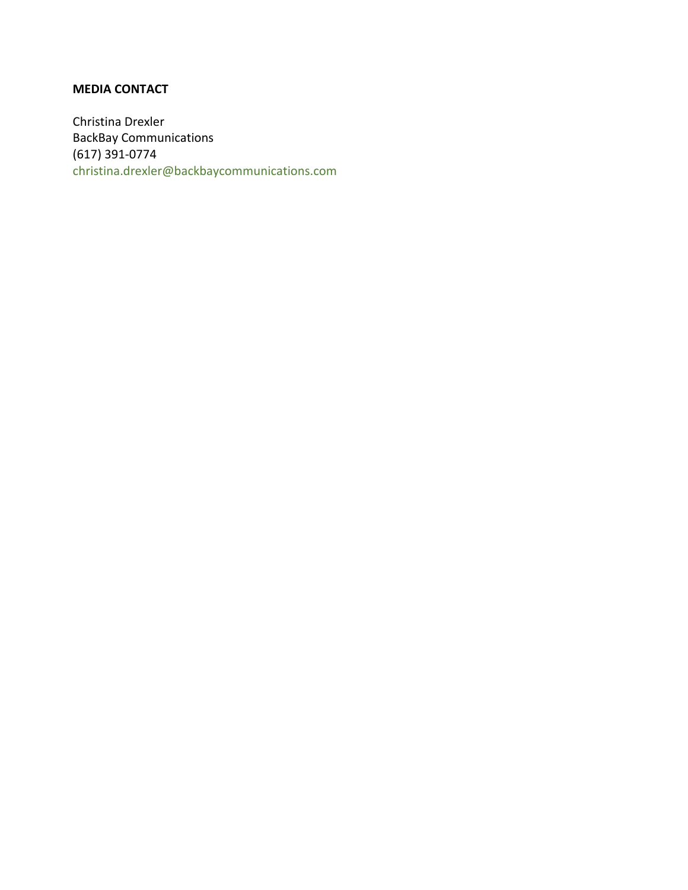**MEDIA CONTACT**

Christina Drexler
BackBay Communications
(617) 391-0774
christina.drexler@backbaycommunications.com